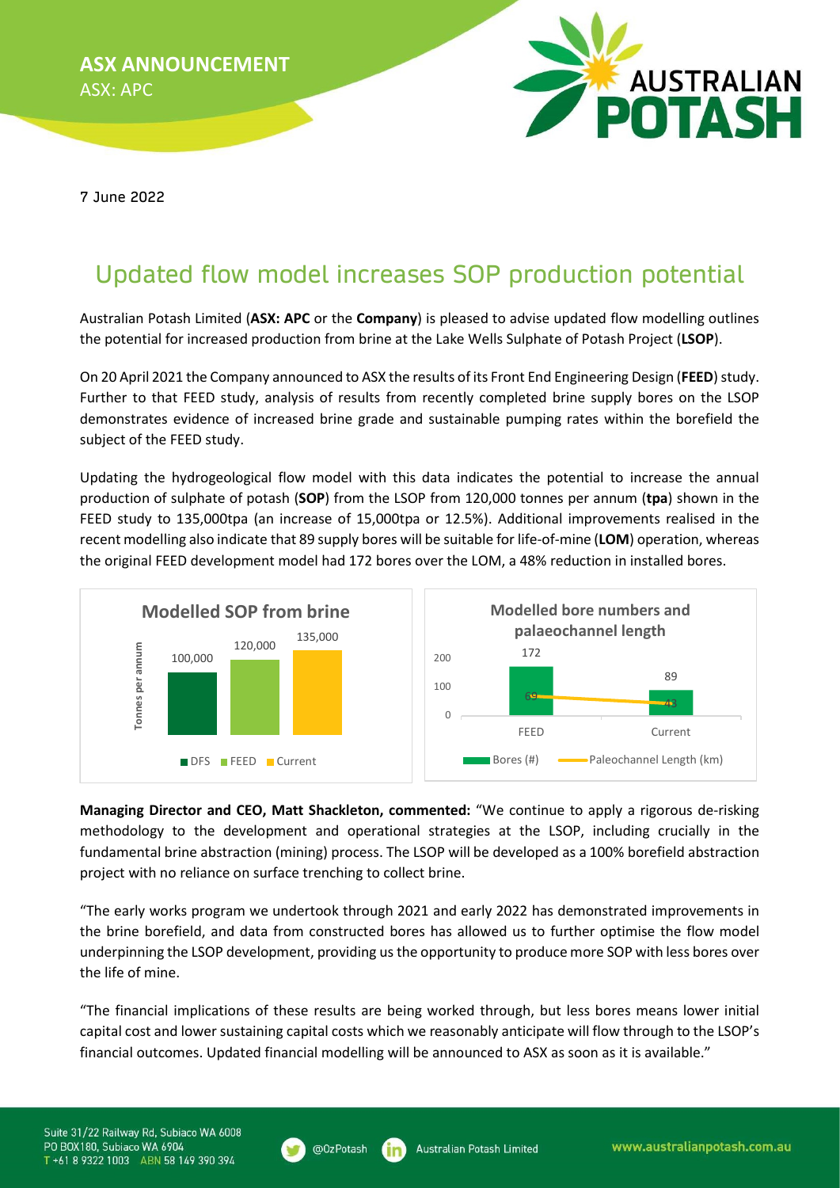**ASX ANNOUNCEMENT**
ASX: APC

7 June 2022

# Updated flow model increases SOP production potential

Australian Potash Limited (**ASX: APC** or the **Company**) is pleased to advise updated flow modelling outlines the potential for increased production from brine at the Lake Wells Sulphate of Potash Project (**LSOP**).

On 20 April 2021 the Company announced to ASX the results of its Front End Engineering Design (**FEED**) study. Further to that FEED study, analysis of results from recently completed brine supply bores on the LSOP demonstrates evidence of increased brine grade and sustainable pumping rates within the borefield the subject of the FEED study.

Updating the hydrogeological flow model with this data indicates the potential to increase the annual production of sulphate of potash (**SOP**) from the LSOP from 120,000 tonnes per annum (**tpa**) shown in the FEED study to 135,000tpa (an increase of 15,000tpa or 12.5%). Additional improvements realised in the recent modelling also indicate that 89 supply bores will be suitable for life-of-mine (**LOM**) operation, whereas the original FEED development model had 172 bores over the LOM, a 48% reduction in installed bores.

**Modelled SOP from brine**

| | Tonnes per annum |
|---|---|
| DFS | 100,000 |
| FEED | 120,000 |
| Current | 135,000 |

**Modelled bore numbers and palaeochannel length**

| | Bores (#) | Paleochannel Length (km) |
|---|---|---|
| FEED | 172 | 69 |
| Current | 89 | 43 |

**Managing Director and CEO, Matt Shackleton, commented:** "We continue to apply a rigorous de-risking methodology to the development and operational strategies at the LSOP, including crucially in the fundamental brine abstraction (mining) process. The LSOP will be developed as a 100% borefield abstraction project with no reliance on surface trenching to collect brine.

"The early works program we undertook through 2021 and early 2022 has demonstrated improvements in the brine borefield, and data from constructed bores has allowed us to further optimise the flow model underpinning the LSOP development, providing us the opportunity to produce more SOP with less bores over the life of mine.

"The financial implications of these results are being worked through, but less bores means lower initial capital cost and lower sustaining capital costs which we reasonably anticipate will flow through to the LSOP's financial outcomes. Updated financial modelling will be announced to ASX as soon as it is available."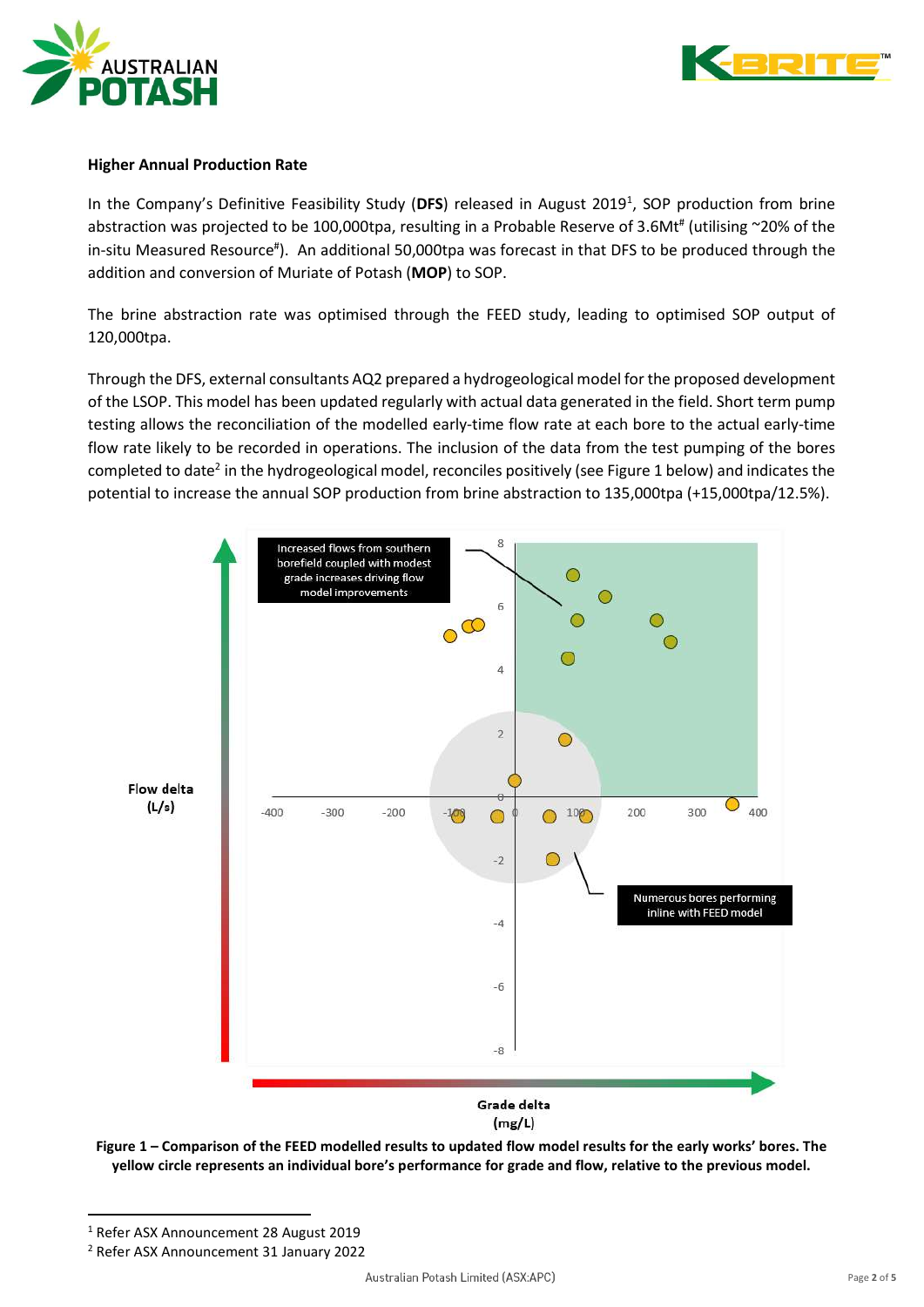**Higher Annual Production Rate**

In the Company's Definitive Feasibility Study (**DFS**) released in August 2019[1], SOP production from brine abstraction was projected to be 100,000tpa, resulting in a Probable Reserve of 3.6Mt[#] (utilising ~20% of the in-situ Measured Resource[#]). An additional 50,000tpa was forecast in that DFS to be produced through the addition and conversion of Muriate of Potash (**MOP**) to SOP.

The brine abstraction rate was optimised through the FEED study, leading to optimised SOP output of 120,000tpa.

Through the DFS, external consultants AQ2 prepared a hydrogeological model for the proposed development of the LSOP. This model has been updated regularly with actual data generated in the field. Short term pump testing allows the reconciliation of the modelled early-time flow rate at each bore to the actual early-time flow rate likely to be recorded in operations. The inclusion of the data from the test pumping of the bores completed to date[2] in the hydrogeological model, reconciles positively (see Figure 1 below) and indicates the potential to increase the annual SOP production from brine abstraction to 135,000tpa (+15,000tpa/12.5%).

**Figure 1 – Comparison of the FEED modelled results to updated flow model results for the early works' bores. The yellow circle represents an individual bore's performance for grade and flow, relative to the previous model.**

[1] Refer ASX Announcement 28 August 2019

[2] Refer ASX Announcement 31 January 2022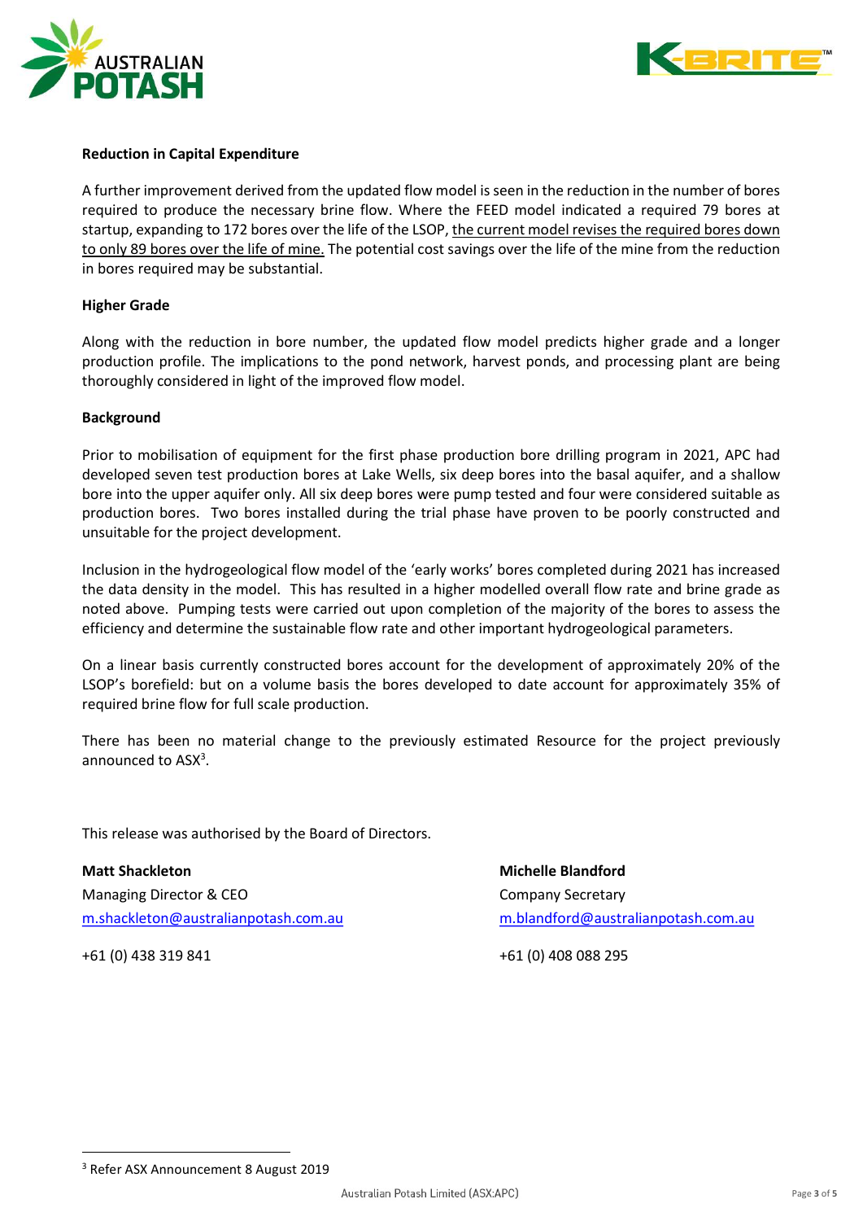**Reduction in Capital Expenditure**

A further improvement derived from the updated flow model is seen in the reduction in the number of bores required to produce the necessary brine flow. Where the FEED model indicated a required 79 bores at startup, expanding to 172 bores over the life of the LSOP, the current model revises the required bores down to only 89 bores over the life of mine. The potential cost savings over the life of the mine from the reduction in bores required may be substantial.

**Higher Grade**

Along with the reduction in bore number, the updated flow model predicts higher grade and a longer production profile. The implications to the pond network, harvest ponds, and processing plant are being thoroughly considered in light of the improved flow model.

**Background**

Prior to mobilisation of equipment for the first phase production bore drilling program in 2021, APC had developed seven test production bores at Lake Wells, six deep bores into the basal aquifer, and a shallow bore into the upper aquifer only. All six deep bores were pump tested and four were considered suitable as production bores. Two bores installed during the trial phase have proven to be poorly constructed and unsuitable for the project development.

Inclusion in the hydrogeological flow model of the 'early works' bores completed during 2021 has increased the data density in the model. This has resulted in a higher modelled overall flow rate and brine grade as noted above. Pumping tests were carried out upon completion of the majority of the bores to assess the efficiency and determine the sustainable flow rate and other important hydrogeological parameters.

On a linear basis currently constructed bores account for the development of approximately 20% of the LSOP's borefield: but on a volume basis the bores developed to date account for approximately 35% of required brine flow for full scale production.

There has been no material change to the previously estimated Resource for the project previously announced to ASX[3].

This release was authorised by the Board of Directors.

**Matt Shackleton**
Managing Director & CEO
m.shackleton@australianpotash.com.au

+61 (0) 438 319 841

**Michelle Blandford**
Company Secretary
m.blandford@australianpotash.com.au

+61 (0) 408 088 295

[3] Refer ASX Announcement 8 August 2019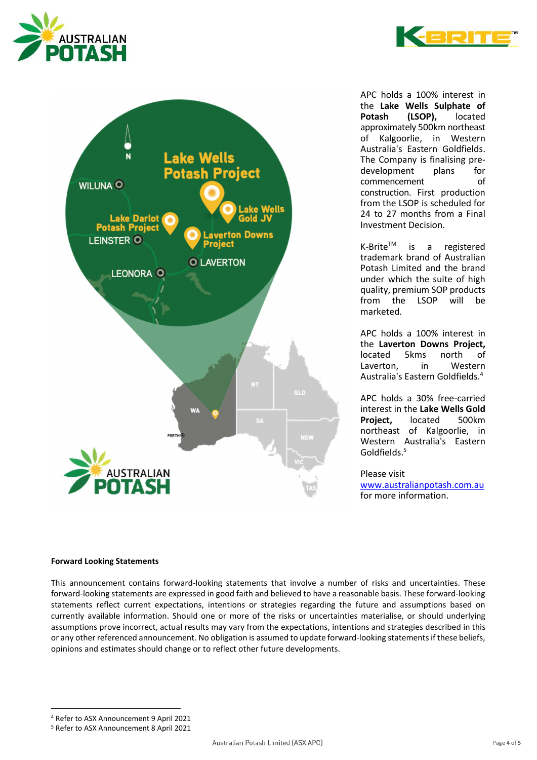APC holds a 100% interest in the **Lake Wells Sulphate of Potash (LSOP),** located approximately 500km northeast of Kalgoorlie, in Western Australia's Eastern Goldfields. The Company is finalising pre-development plans for commencement of construction. First production from the LSOP is scheduled for 24 to 27 months from a Final Investment Decision.

K-Brite™ is a registered trademark brand of Australian Potash Limited and the brand under which the suite of high quality, premium SOP products from the LSOP will be marketed.

APC holds a 100% interest in the **Laverton Downs Project,** located 5kms north of Laverton, in Western Australia's Eastern Goldfields.[4]

APC holds a 30% free-carried interest in the **Lake Wells Gold Project,** located 500km northeast of Kalgoorlie, in Western Australia's Eastern Goldfields.[5]

Please visit www.australianpotash.com.au for more information.

**Forward Looking Statements**

This announcement contains forward-looking statements that involve a number of risks and uncertainties. These forward-looking statements are expressed in good faith and believed to have a reasonable basis. These forward-looking statements reflect current expectations, intentions or strategies regarding the future and assumptions based on currently available information. Should one or more of the risks or uncertainties materialise, or should underlying assumptions prove incorrect, actual results may vary from the expectations, intentions and strategies described in this or any other referenced announcement. No obligation is assumed to update forward-looking statements if these beliefs, opinions and estimates should change or to reflect other future developments.

---

[4] Refer to ASX Announcement 9 April 2021

[5] Refer to ASX Announcement 8 April 2021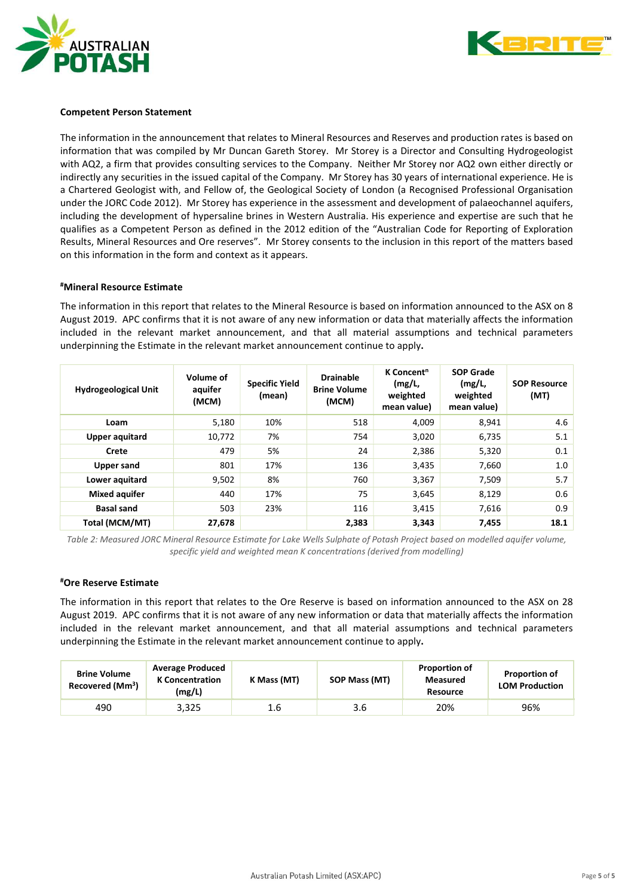**Competent Person Statement**

The information in the announcement that relates to Mineral Resources and Reserves and production rates is based on information that was compiled by Mr Duncan Gareth Storey. Mr Storey is a Director and Consulting Hydrogeologist with AQ2, a firm that provides consulting services to the Company. Neither Mr Storey nor AQ2 own either directly or indirectly any securities in the issued capital of the Company. Mr Storey has 30 years of international experience. He is a Chartered Geologist with, and Fellow of, the Geological Society of London (a Recognised Professional Organisation under the JORC Code 2012). Mr Storey has experience in the assessment and development of palaeochannel aquifers, including the development of hypersaline brines in Western Australia. His experience and expertise are such that he qualifies as a Competent Person as defined in the 2012 edition of the "Australian Code for Reporting of Exploration Results, Mineral Resources and Ore reserves". Mr Storey consents to the inclusion in this report of the matters based on this information in the form and context as it appears.

**#Mineral Resource Estimate**

The information in this report that relates to the Mineral Resource is based on information announced to the ASX on 8 August 2019. APC confirms that it is not aware of any new information or data that materially affects the information included in the relevant market announcement, and that all material assumptions and technical parameters underpinning the Estimate in the relevant market announcement continue to apply.

| Hydrogeological Unit | Volume of aquifer (MCM) | Specific Yield (mean) | Drainable Brine Volume (MCM) | K Concent$^{n}$ (mg/L, weighted mean value) | SOP Grade (mg/L, weighted mean value) | SOP Resource (MT) |
|---|---|---|---|---|---|---|
| Loam | 5,180 | 10% | 518 | 4,009 | 8,941 | 4.6 |
| Upper aquitard | 10,772 | 7% | 754 | 3,020 | 6,735 | 5.1 |
| Crete | 479 | 5% | 24 | 2,386 | 5,320 | 0.1 |
| Upper sand | 801 | 17% | 136 | 3,435 | 7,660 | 1.0 |
| Lower aquitard | 9,502 | 8% | 760 | 3,367 | 7,509 | 5.7 |
| Mixed aquifer | 440 | 17% | 75 | 3,645 | 8,129 | 0.6 |
| Basal sand | 503 | 23% | 116 | 3,415 | 7,616 | 0.9 |
| **Total (MCM/MT)** | **27,678** | | **2,383** | **3,343** | **7,455** | **18.1** |

*Table 2: Measured JORC Mineral Resource Estimate for Lake Wells Sulphate of Potash Project based on modelled aquifer volume, specific yield and weighted mean K concentrations (derived from modelling)*

**#Ore Reserve Estimate**

The information in this report that relates to the Ore Reserve is based on information announced to the ASX on 28 August 2019. APC confirms that it is not aware of any new information or data that materially affects the information included in the relevant market announcement, and that all material assumptions and technical parameters underpinning the Estimate in the relevant market announcement continue to apply.

| Brine Volume Recovered ($Mm^3$) | Average Produced K Concentration (mg/L) | K Mass (MT) | SOP Mass (MT) | Proportion of Measured Resource | Proportion of LOM Production |
|---|---|---|---|---|---|
| 490 | 3,325 | 1.6 | 3.6 | 20% | 96% |